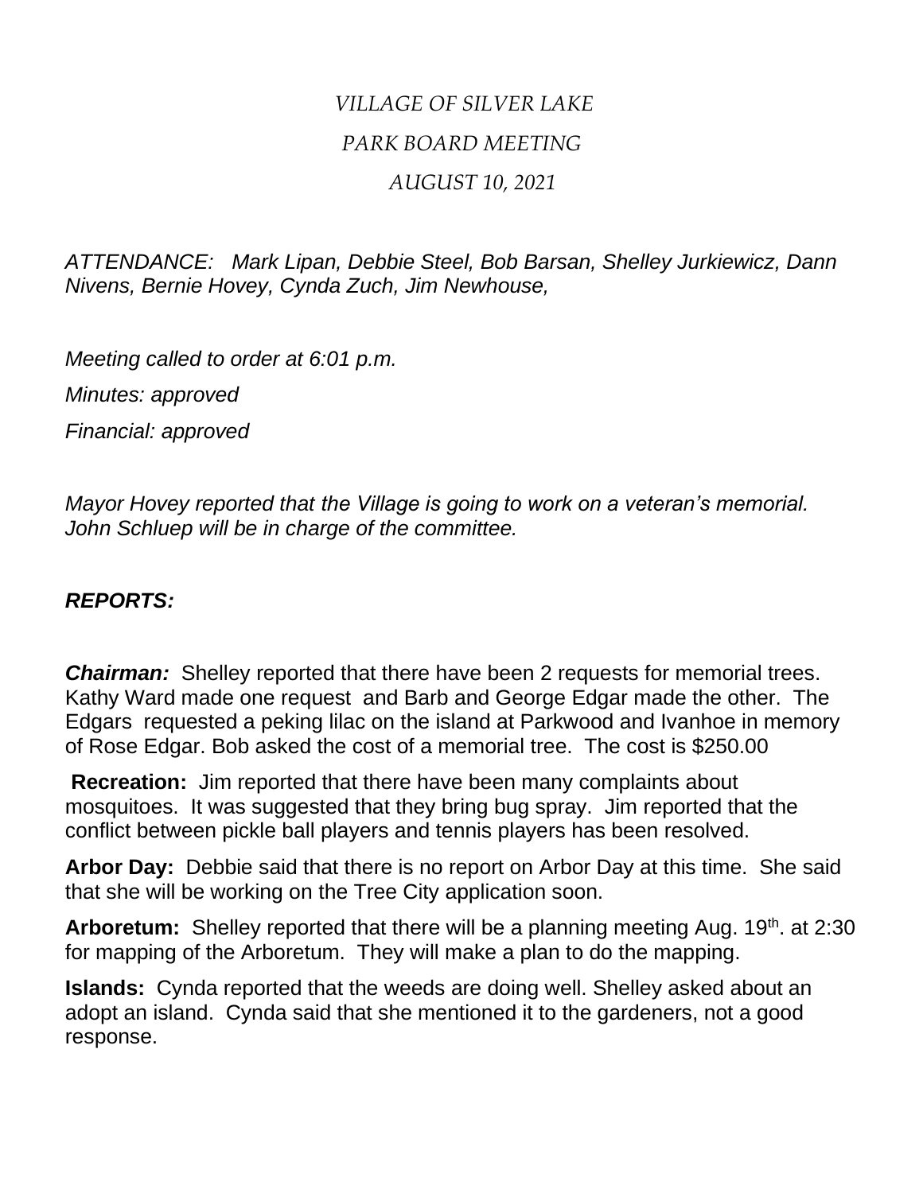# *VILLAGE OF SILVER LAKE*

## *PARK BOARD MEETING*

### *AUGUST 10, 2021*

*ATTENDANCE: Mark Lipan, Debbie Steel, Bob Barsan, Shelley Jurkiewicz, Dann Nivens, Bernie Hovey, Cynda Zuch, Jim Newhouse,*

*Meeting called to order at 6:01 p.m.*

*Minutes: approved*

*Financial: approved*

*Mayor Hovey reported that the Village is going to work on a veteran's memorial. John Schluep will be in charge of the committee.*

***REPORTS:***

***Chairman:*** Shelley reported that there have been 2 requests for memorial trees. Kathy Ward made one request and Barb and George Edgar made the other. The Edgars requested a peking lilac on the island at Parkwood and Ivanhoe in memory of Rose Edgar. Bob asked the cost of a memorial tree. The cost is $250.00

**Recreation:** Jim reported that there have been many complaints about mosquitoes. It was suggested that they bring bug spray. Jim reported that the conflict between pickle ball players and tennis players has been resolved.

**Arbor Day:** Debbie said that there is no report on Arbor Day at this time. She said that she will be working on the Tree City application soon.

**Arboretum:** Shelley reported that there will be a planning meeting Aug. 19th. at 2:30 for mapping of the Arboretum. They will make a plan to do the mapping.

**Islands:** Cynda reported that the weeds are doing well. Shelley asked about an adopt an island. Cynda said that she mentioned it to the gardeners, not a good response.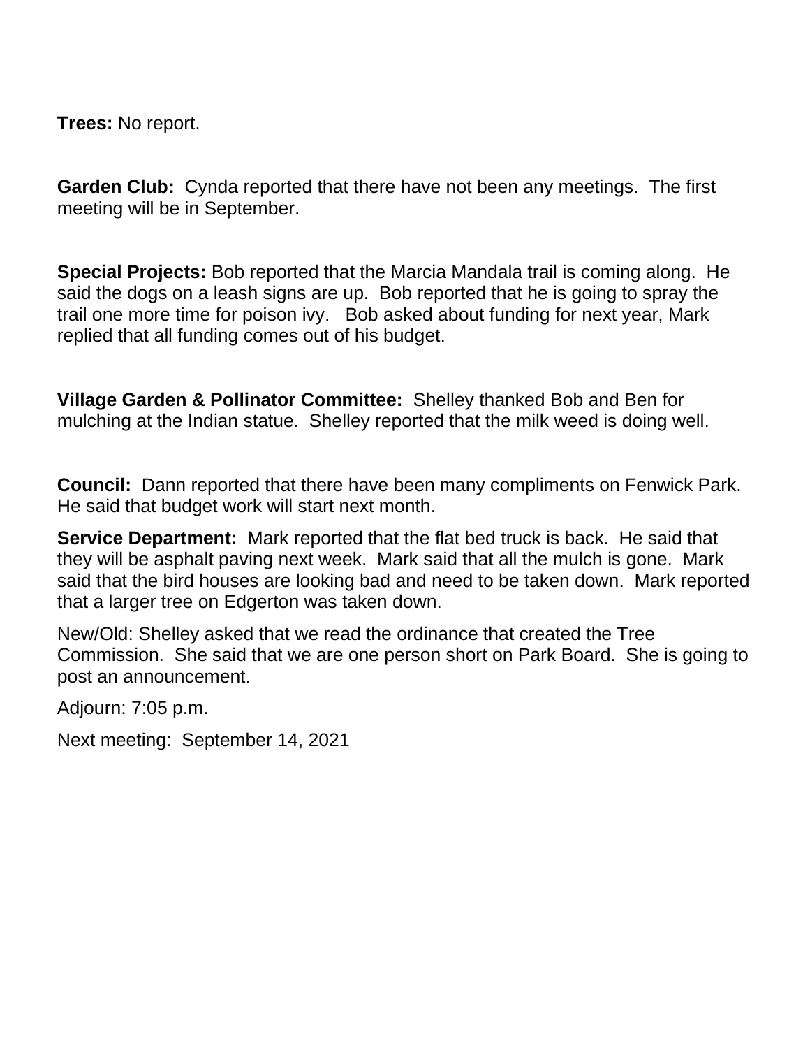**Trees:** No report.

**Garden Club:** Cynda reported that there have not been any meetings. The first meeting will be in September.

**Special Projects:** Bob reported that the Marcia Mandala trail is coming along. He said the dogs on a leash signs are up. Bob reported that he is going to spray the trail one more time for poison ivy. Bob asked about funding for next year, Mark replied that all funding comes out of his budget.

**Village Garden & Pollinator Committee:** Shelley thanked Bob and Ben for mulching at the Indian statue. Shelley reported that the milk weed is doing well.

**Council:** Dann reported that there have been many compliments on Fenwick Park. He said that budget work will start next month.

**Service Department:** Mark reported that the flat bed truck is back. He said that they will be asphalt paving next week. Mark said that all the mulch is gone. Mark said that the bird houses are looking bad and need to be taken down. Mark reported that a larger tree on Edgerton was taken down.

New/Old: Shelley asked that we read the ordinance that created the Tree Commission. She said that we are one person short on Park Board. She is going to post an announcement.

Adjourn: 7:05 p.m.

Next meeting: September 14, 2021